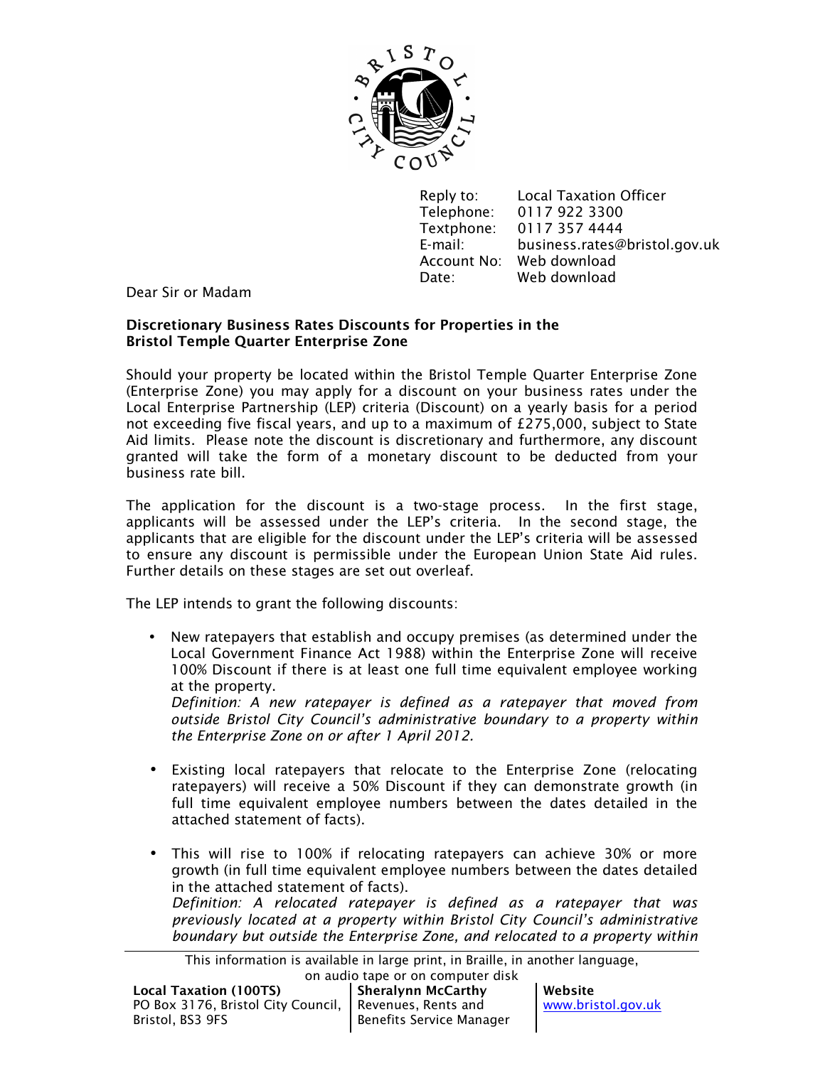Reply to: Local Taxation Officer
Telephone: 0117 922 3300
Textphone: 0117 357 4444
E-mail: business.rates@bristol.gov.uk
Account No: Web download
Date: Web download

Dear Sir or Madam

**Discretionary Business Rates Discounts for Properties in the Bristol Temple Quarter Enterprise Zone**

Should your property be located within the Bristol Temple Quarter Enterprise Zone (Enterprise Zone) you may apply for a discount on your business rates under the Local Enterprise Partnership (LEP) criteria (Discount) on a yearly basis for a period not exceeding five fiscal years, and up to a maximum of £275,000, subject to State Aid limits. Please note the discount is discretionary and furthermore, any discount granted will take the form of a monetary discount to be deducted from your business rate bill.

The application for the discount is a two-stage process. In the first stage, applicants will be assessed under the LEP's criteria. In the second stage, the applicants that are eligible for the discount under the LEP's criteria will be assessed to ensure any discount is permissible under the European Union State Aid rules. Further details on these stages are set out overleaf.

The LEP intends to grant the following discounts:

- New ratepayers that establish and occupy premises (as determined under the Local Government Finance Act 1988) within the Enterprise Zone will receive 100% Discount if there is at least one full time equivalent employee working at the property.
  *Definition: A new ratepayer is defined as a ratepayer that moved from outside Bristol City Council's administrative boundary to a property within the Enterprise Zone on or after 1 April 2012.*

- Existing local ratepayers that relocate to the Enterprise Zone (relocating ratepayers) will receive a 50% Discount if they can demonstrate growth (in full time equivalent employee numbers between the dates detailed in the attached statement of facts).

- This will rise to 100% if relocating ratepayers can achieve 30% or more growth (in full time equivalent employee numbers between the dates detailed in the attached statement of facts).
  *Definition: A relocated ratepayer is defined as a ratepayer that was previously located at a property within Bristol City Council's administrative boundary but outside the Enterprise Zone, and relocated to a property within*

This information is available in large print, in Braille, in another language, on audio tape or on computer disk

**Local Taxation (100TS)**
PO Box 3176, Bristol City Council, Bristol, BS3 9FS

**Sheralynn McCarthy**
Revenues, Rents and Benefits Service Manager

**Website**
www.bristol.gov.uk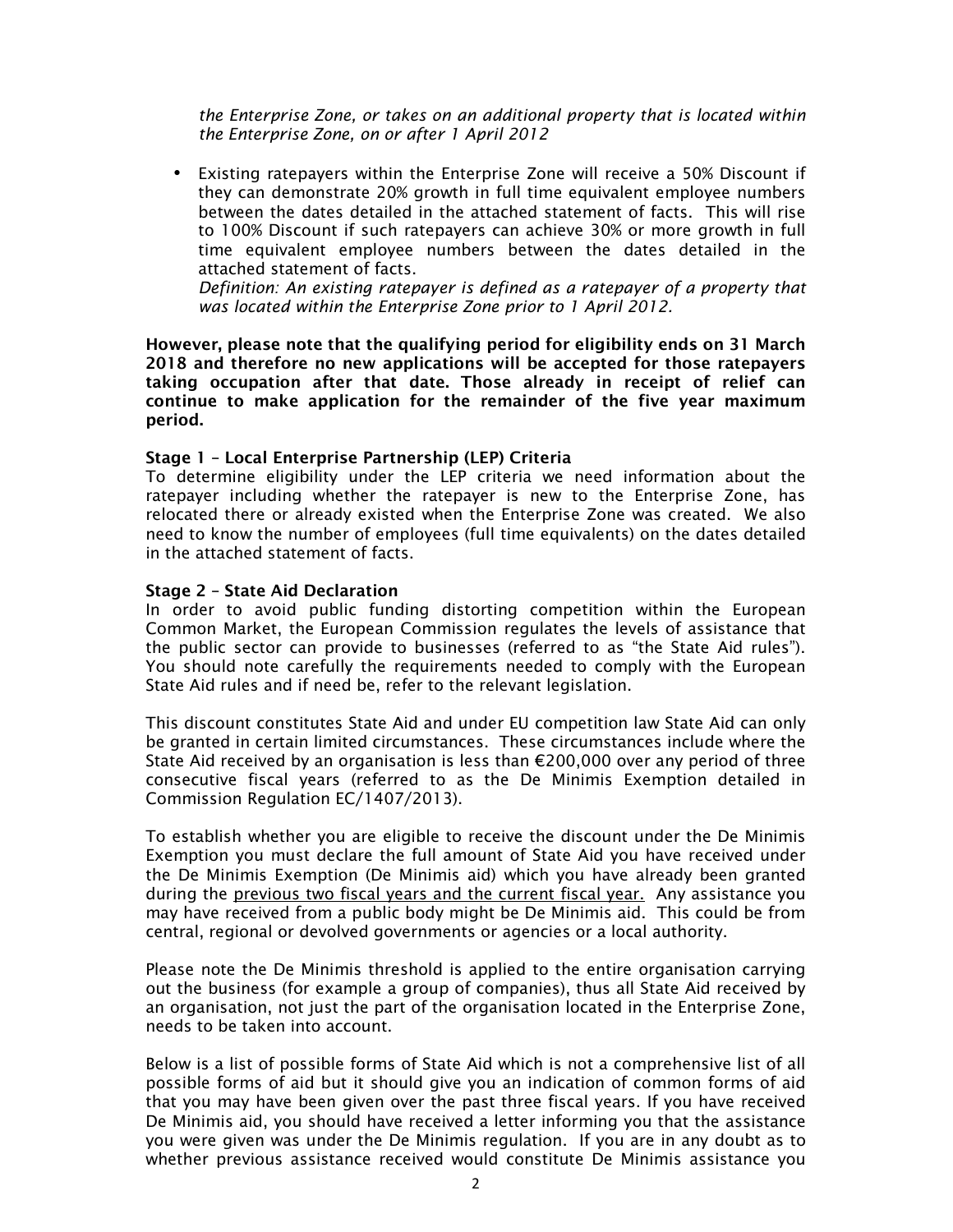*the Enterprise Zone, or takes on an additional property that is located within the Enterprise Zone, on or after 1 April 2012*

- Existing ratepayers within the Enterprise Zone will receive a 50% Discount if they can demonstrate 20% growth in full time equivalent employee numbers between the dates detailed in the attached statement of facts. This will rise to 100% Discount if such ratepayers can achieve 30% or more growth in full time equivalent employee numbers between the dates detailed in the attached statement of facts.
  *Definition: An existing ratepayer is defined as a ratepayer of a property that was located within the Enterprise Zone prior to 1 April 2012.*

**However, please note that the qualifying period for eligibility ends on 31 March 2018 and therefore no new applications will be accepted for those ratepayers taking occupation after that date. Those already in receipt of relief can continue to make application for the remainder of the five year maximum period.**

**Stage 1 – Local Enterprise Partnership (LEP) Criteria**

To determine eligibility under the LEP criteria we need information about the ratepayer including whether the ratepayer is new to the Enterprise Zone, has relocated there or already existed when the Enterprise Zone was created. We also need to know the number of employees (full time equivalents) on the dates detailed in the attached statement of facts.

**Stage 2 – State Aid Declaration**

In order to avoid public funding distorting competition within the European Common Market, the European Commission regulates the levels of assistance that the public sector can provide to businesses (referred to as "the State Aid rules"). You should note carefully the requirements needed to comply with the European State Aid rules and if need be, refer to the relevant legislation.

This discount constitutes State Aid and under EU competition law State Aid can only be granted in certain limited circumstances. These circumstances include where the State Aid received by an organisation is less than €200,000 over any period of three consecutive fiscal years (referred to as the De Minimis Exemption detailed in Commission Regulation EC/1407/2013).

To establish whether you are eligible to receive the discount under the De Minimis Exemption you must declare the full amount of State Aid you have received under the De Minimis Exemption (De Minimis aid) which you have already been granted during the <u>previous two fiscal years and the current fiscal year.</u> Any assistance you may have received from a public body might be De Minimis aid. This could be from central, regional or devolved governments or agencies or a local authority.

Please note the De Minimis threshold is applied to the entire organisation carrying out the business (for example a group of companies), thus all State Aid received by an organisation, not just the part of the organisation located in the Enterprise Zone, needs to be taken into account.

Below is a list of possible forms of State Aid which is not a comprehensive list of all possible forms of aid but it should give you an indication of common forms of aid that you may have been given over the past three fiscal years. If you have received De Minimis aid, you should have received a letter informing you that the assistance you were given was under the De Minimis regulation. If you are in any doubt as to whether previous assistance received would constitute De Minimis assistance you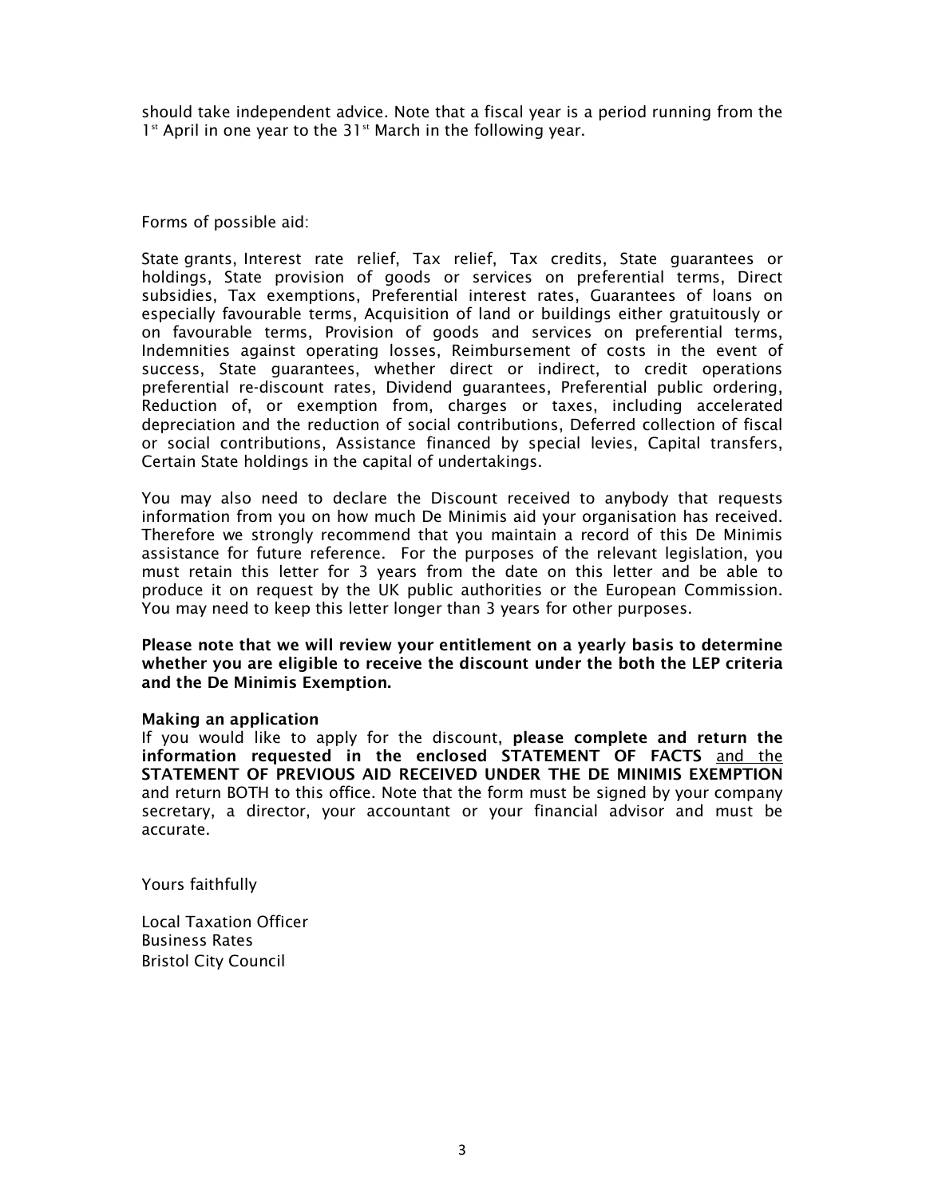should take independent advice. Note that a fiscal year is a period running from the 1st April in one year to the 31st March in the following year.

Forms of possible aid:

State grants, Interest rate relief, Tax relief, Tax credits, State guarantees or holdings, State provision of goods or services on preferential terms, Direct subsidies, Tax exemptions, Preferential interest rates, Guarantees of loans on especially favourable terms, Acquisition of land or buildings either gratuitously or on favourable terms, Provision of goods and services on preferential terms, Indemnities against operating losses, Reimbursement of costs in the event of success, State guarantees, whether direct or indirect, to credit operations preferential re-discount rates, Dividend guarantees, Preferential public ordering, Reduction of, or exemption from, charges or taxes, including accelerated depreciation and the reduction of social contributions, Deferred collection of fiscal or social contributions, Assistance financed by special levies, Capital transfers, Certain State holdings in the capital of undertakings.

You may also need to declare the Discount received to anybody that requests information from you on how much De Minimis aid your organisation has received. Therefore we strongly recommend that you maintain a record of this De Minimis assistance for future reference. For the purposes of the relevant legislation, you must retain this letter for 3 years from the date on this letter and be able to produce it on request by the UK public authorities or the European Commission. You may need to keep this letter longer than 3 years for other purposes.

**Please note that we will review your entitlement on a yearly basis to determine whether you are eligible to receive the discount under the both the LEP criteria and the De Minimis Exemption.**

**Making an application**
If you would like to apply for the discount, **please complete and return the information requested in the enclosed STATEMENT OF FACTS** and the **STATEMENT OF PREVIOUS AID RECEIVED UNDER THE DE MINIMIS EXEMPTION** and return BOTH to this office. Note that the form must be signed by your company secretary, a director, your accountant or your financial advisor and must be accurate.

Yours faithfully

Local Taxation Officer
Business Rates
Bristol City Council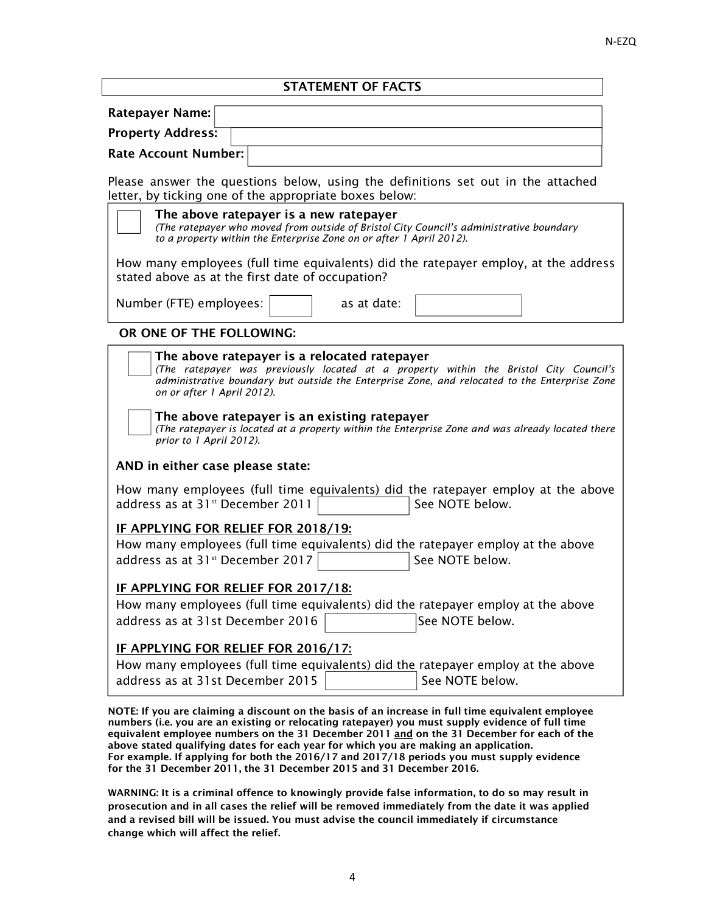## STATEMENT OF FACTS

**Ratepayer Name:** 

**Property Address:** 

**Rate Account Number:** 

Please answer the questions below, using the definitions set out in the attached letter, by ticking one of the appropriate boxes below:

☐ **The above ratepayer is a new ratepayer**
*(The ratepayer who moved from outside of Bristol City Council's administrative boundary to a property within the Enterprise Zone on or after 1 April 2012).*

How many employees (full time equivalents) did the ratepayer employ, at the address stated above as at the first date of occupation?

Number (FTE) employees: ______ as at date: ______

**OR ONE OF THE FOLLOWING:**

☐ **The above ratepayer is a relocated ratepayer**
*(The ratepayer was previously located at a property within the Bristol City Council's administrative boundary but outside the Enterprise Zone, and relocated to the Enterprise Zone on or after 1 April 2012).*

☐ **The above ratepayer is an existing ratepayer**
*(The ratepayer is located at a property within the Enterprise Zone and was already located there prior to 1 April 2012).*

**AND in either case please state:**

How many employees (full time equivalents) did the ratepayer employ at the above address as at 31st December 2011 ______ See NOTE below.

**IF APPLYING FOR RELIEF FOR 2018/19:**
How many employees (full time equivalents) did the ratepayer employ at the above address as at 31st December 2017 ______ See NOTE below.

**IF APPLYING FOR RELIEF FOR 2017/18:**
How many employees (full time equivalents) did the ratepayer employ at the above address as at 31st December 2016 ______ See NOTE below.

**IF APPLYING FOR RELIEF FOR 2016/17:**
How many employees (full time equivalents) did the ratepayer employ at the above address as at 31st December 2015 ______ See NOTE below.

**NOTE: If you are claiming a discount on the basis of an increase in full time equivalent employee numbers (i.e. you are an existing or relocating ratepayer) you must supply evidence of full time equivalent employee numbers on the 31 December 2011 and on the 31 December for each of the above stated qualifying dates for each year for which you are making an application. For example. If applying for both the 2016/17 and 2017/18 periods you must supply evidence for the 31 December 2011, the 31 December 2015 and 31 December 2016.**

**WARNING: It is a criminal offence to knowingly provide false information, to do so may result in prosecution and in all cases the relief will be removed immediately from the date it was applied and a revised bill will be issued. You must advise the council immediately if circumstance change which will affect the relief.**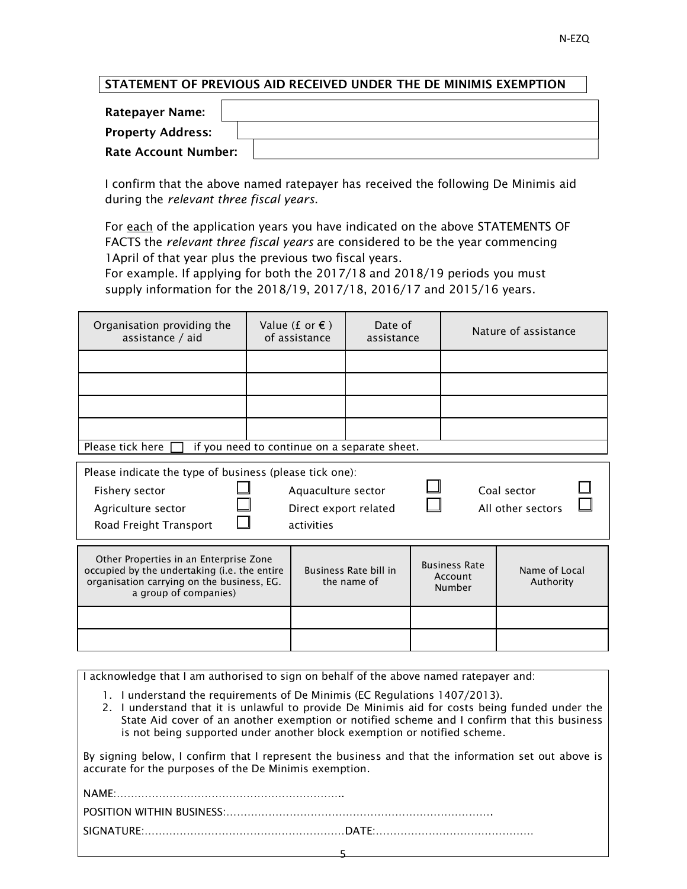## STATEMENT OF PREVIOUS AID RECEIVED UNDER THE DE MINIMIS EXEMPTION

| | |
|---|---|
| **Ratepayer Name:** | |
| **Property Address:** | |
| **Rate Account Number:** | |

I confirm that the above named ratepayer has received the following De Minimis aid during the *relevant three fiscal years*.

For each of the application years you have indicated on the above STATEMENTS OF FACTS the *relevant three fiscal years* are considered to be the year commencing 1April of that year plus the previous two fiscal years.
For example. If applying for both the 2017/18 and 2018/19 periods you must supply information for the 2018/19, 2017/18, 2016/17 and 2015/16 years.

| Organisation providing the assistance / aid | Value (£ or € ) of assistance | Date of assistance | Nature of assistance |
|---|---|---|---|
| | | | |
| | | | |
| | | | |
| | | | |

Please tick here ☐ if you need to continue on a separate sheet.

Please indicate the type of business (please tick one):

- Fishery sector ☐
- Agriculture sector ☐
- Road Freight Transport ☐
- Aquaculture sector ☐
- Direct export related activities ☐
- Coal sector ☐
- All other sectors ☐

| Other Properties in an Enterprise Zone occupied by the undertaking (i.e. the entire organisation carrying on the business, EG. a group of companies) | Business Rate bill in the name of | Business Rate Account Number | Name of Local Authority |
|---|---|---|---|
| | | | |
| | | | |

I acknowledge that I am authorised to sign on behalf of the above named ratepayer and:

1. I understand the requirements of De Minimis (EC Regulations 1407/2013).
2. I understand that it is unlawful to provide De Minimis aid for costs being funded under the State Aid cover of an another exemption or notified scheme and I confirm that this business is not being supported under another block exemption or notified scheme.

By signing below, I confirm that I represent the business and that the information set out above is accurate for the purposes of the De Minimis exemption.

NAME:………………………………………………………..

POSITION WITHIN BUSINESS:…………………………………………………………………

SIGNATURE:………………………………………………….DATE:………………………………………